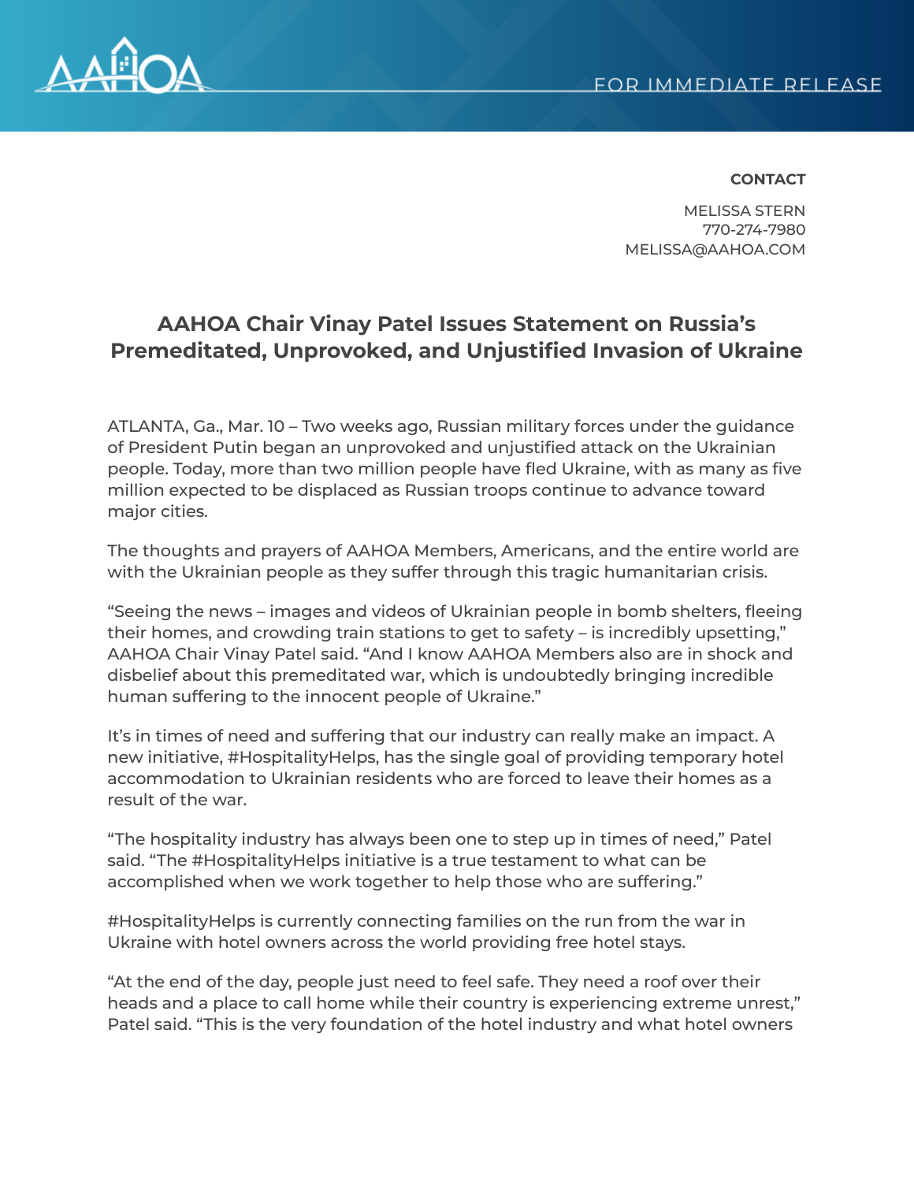FOR IMMEDIATE RELEASE

**CONTACT**

MELISSA STERN
770-274-7980
MELISSA@AAHOA.COM

# AAHOA Chair Vinay Patel Issues Statement on Russia's Premeditated, Unprovoked, and Unjustified Invasion of Ukraine

ATLANTA, Ga., Mar. 10 – Two weeks ago, Russian military forces under the guidance of President Putin began an unprovoked and unjustified attack on the Ukrainian people. Today, more than two million people have fled Ukraine, with as many as five million expected to be displaced as Russian troops continue to advance toward major cities.

The thoughts and prayers of AAHOA Members, Americans, and the entire world are with the Ukrainian people as they suffer through this tragic humanitarian crisis.

"Seeing the news – images and videos of Ukrainian people in bomb shelters, fleeing their homes, and crowding train stations to get to safety – is incredibly upsetting," AAHOA Chair Vinay Patel said. "And I know AAHOA Members also are in shock and disbelief about this premeditated war, which is undoubtedly bringing incredible human suffering to the innocent people of Ukraine."

It's in times of need and suffering that our industry can really make an impact. A new initiative, #HospitalityHelps, has the single goal of providing temporary hotel accommodation to Ukrainian residents who are forced to leave their homes as a result of the war.

"The hospitality industry has always been one to step up in times of need," Patel said. "The #HospitalityHelps initiative is a true testament to what can be accomplished when we work together to help those who are suffering."

#HospitalityHelps is currently connecting families on the run from the war in Ukraine with hotel owners across the world providing free hotel stays.

"At the end of the day, people just need to feel safe. They need a roof over their heads and a place to call home while their country is experiencing extreme unrest," Patel said. "This is the very foundation of the hotel industry and what hotel owners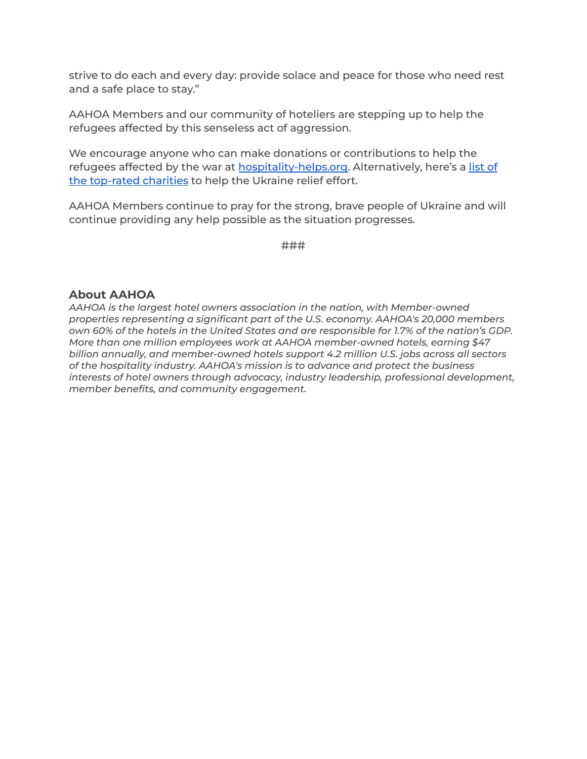strive to do each and every day: provide solace and peace for those who need rest and a safe place to stay."

AAHOA Members and our community of hoteliers are stepping up to help the refugees affected by this senseless act of aggression.

We encourage anyone who can make donations or contributions to help the refugees affected by the war at hospitality-helps.org. Alternatively, here's a list of the top-rated charities to help the Ukraine relief effort.

AAHOA Members continue to pray for the strong, brave people of Ukraine and will continue providing any help possible as the situation progresses.

###

## About AAHOA

*AAHOA is the largest hotel owners association in the nation, with Member-owned properties representing a significant part of the U.S. economy. AAHOA's 20,000 members own 60% of the hotels in the United States and are responsible for 1.7% of the nation's GDP. More than one million employees work at AAHOA member-owned hotels, earning $47 billion annually, and member-owned hotels support 4.2 million U.S. jobs across all sectors of the hospitality industry. AAHOA's mission is to advance and protect the business interests of hotel owners through advocacy, industry leadership, professional development, member benefits, and community engagement.*